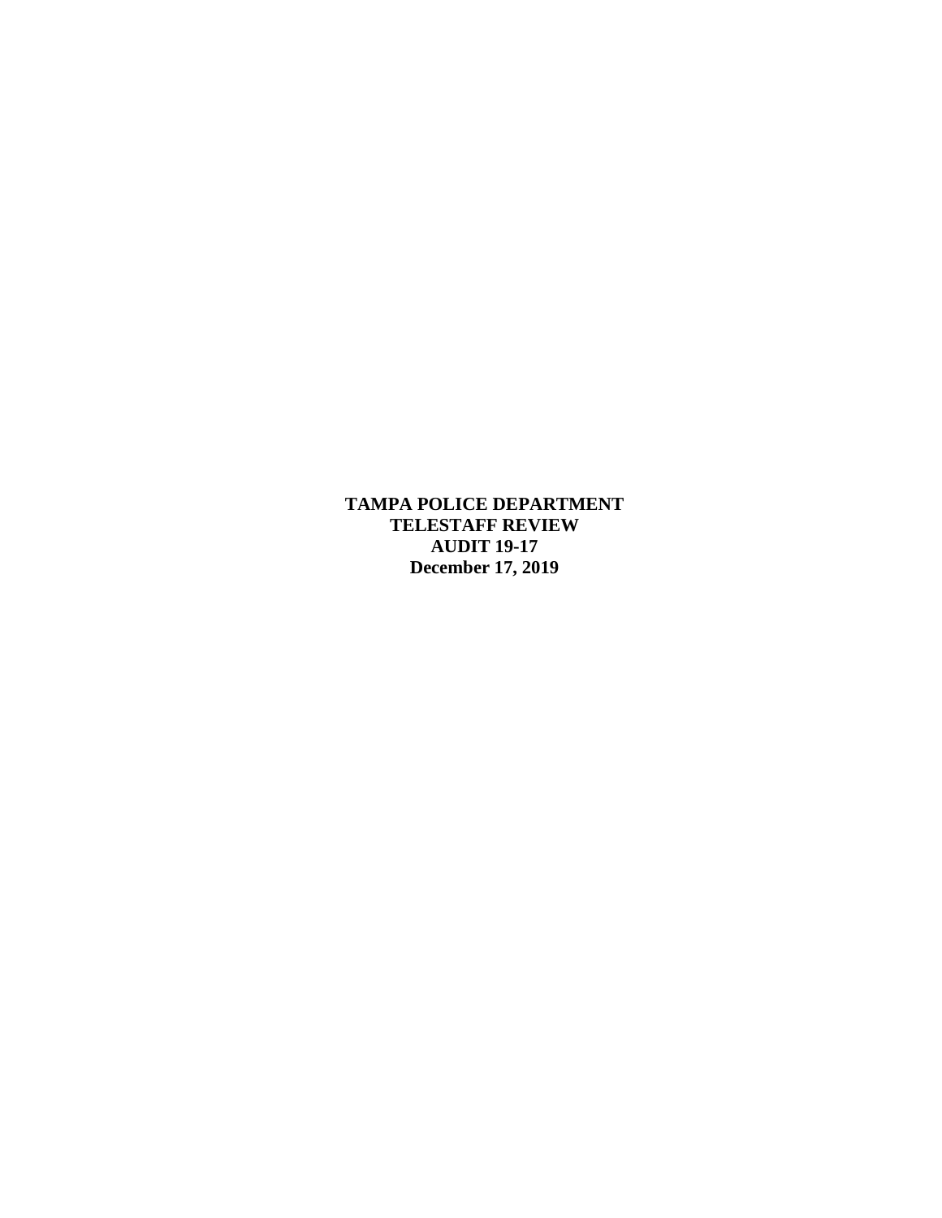**TAMPA POLICE DEPARTMENT**
**TELESTAFF REVIEW**
**AUDIT 19-17**
**December 17, 2019**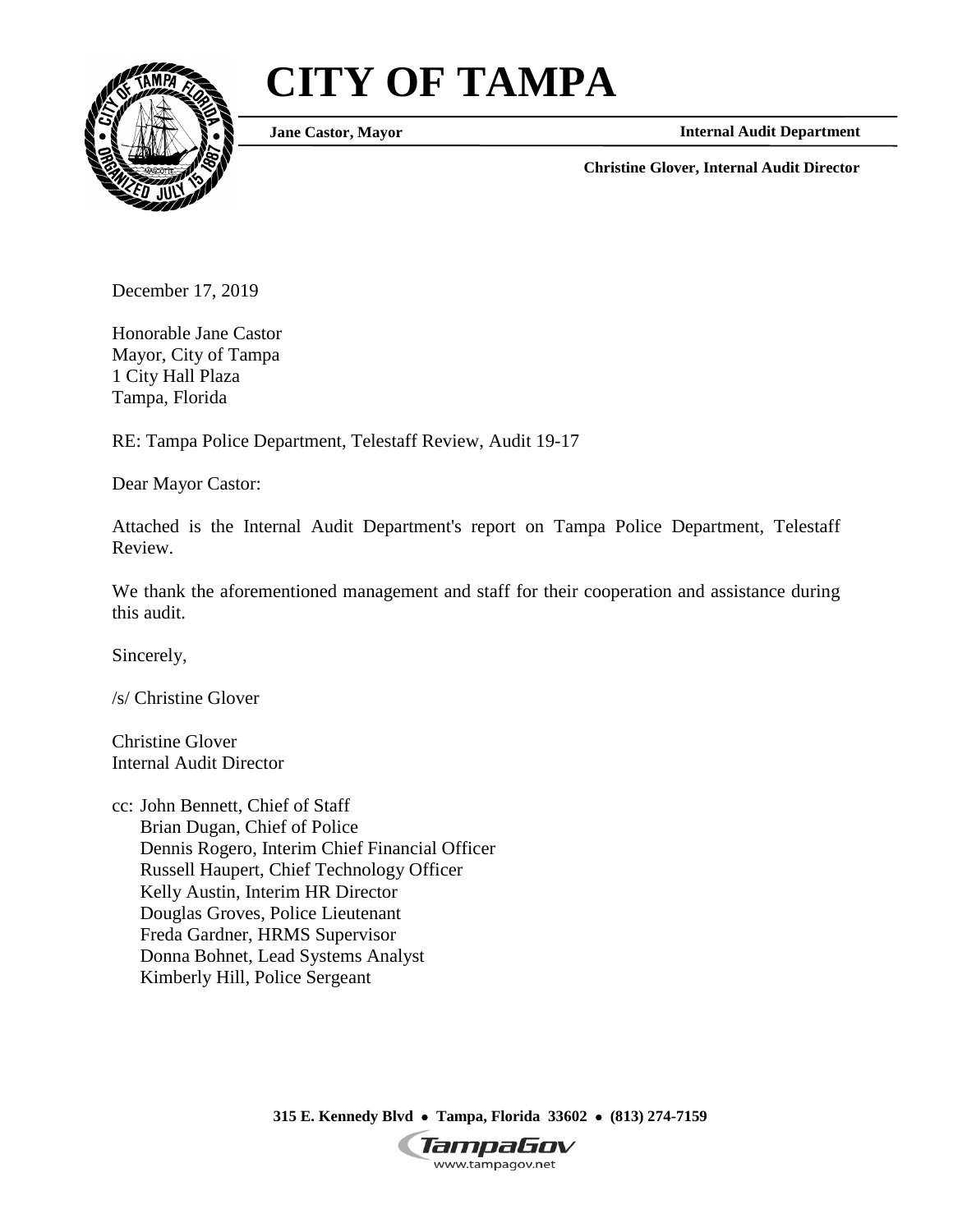# CITY OF TAMPA

**Jane Castor, Mayor**

**Internal Audit Department**

**Christine Glover, Internal Audit Director**

December 17, 2019

Honorable Jane Castor
Mayor, City of Tampa
1 City Hall Plaza
Tampa, Florida

RE: Tampa Police Department, Telestaff Review, Audit 19-17

Dear Mayor Castor:

Attached is the Internal Audit Department's report on Tampa Police Department, Telestaff Review.

We thank the aforementioned management and staff for their cooperation and assistance during this audit.

Sincerely,

/s/ Christine Glover

Christine Glover
Internal Audit Director

cc: John Bennett, Chief of Staff
Brian Dugan, Chief of Police
Dennis Rogero, Interim Chief Financial Officer
Russell Haupert, Chief Technology Officer
Kelly Austin, Interim HR Director
Douglas Groves, Police Lieutenant
Freda Gardner, HRMS Supervisor
Donna Bohnet, Lead Systems Analyst
Kimberly Hill, Police Sergeant

**315 E. Kennedy Blvd • Tampa, Florida 33602 • (813) 274-7159**

TampaGov
www.tampagov.net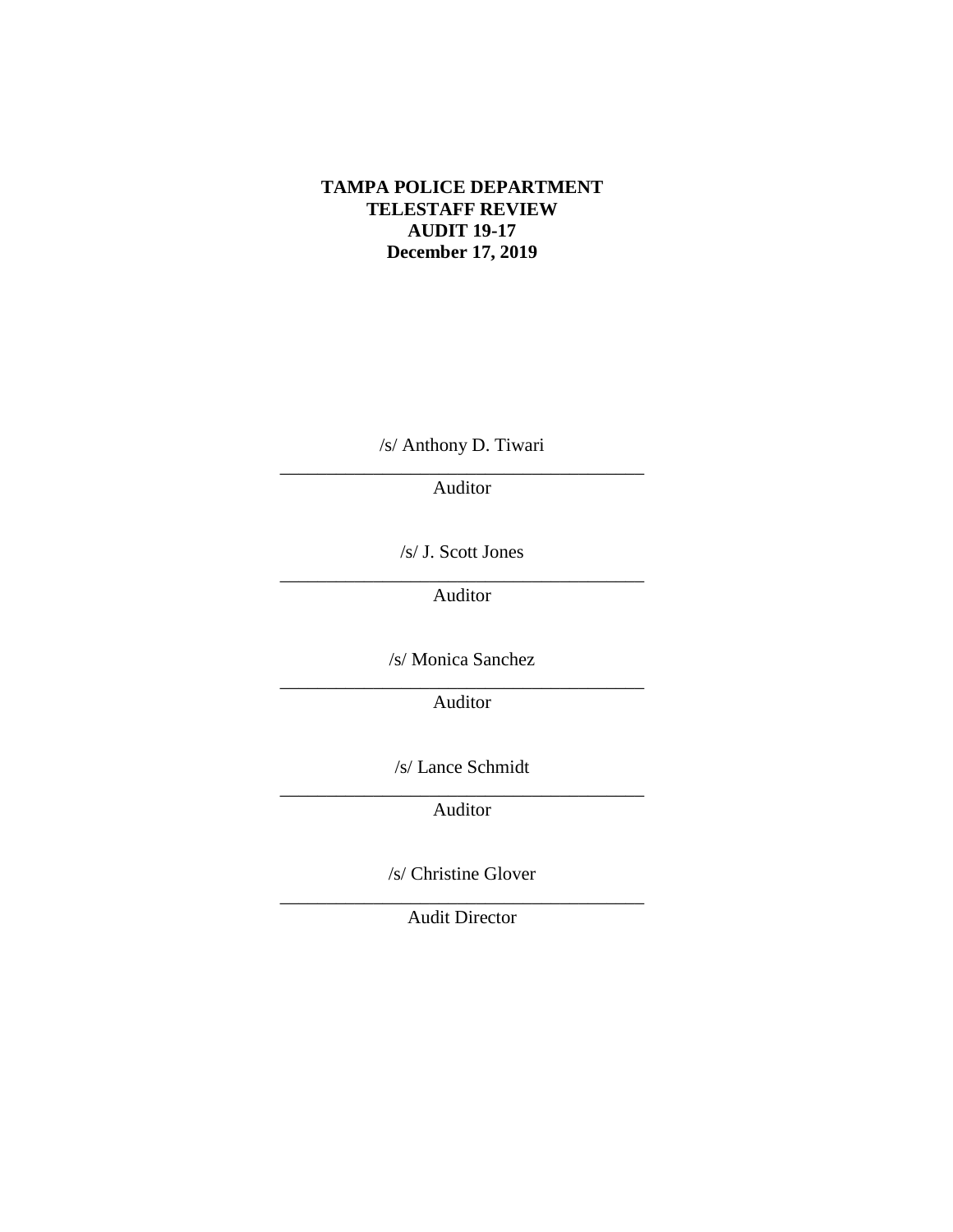**TAMPA POLICE DEPARTMENT**
**TELESTAFF REVIEW**
**AUDIT 19-17**
**December 17, 2019**

/s/ Anthony D. Tiwari

_________________________________________

Auditor

/s/ J. Scott Jones

_________________________________________

Auditor

/s/ Monica Sanchez

_________________________________________

Auditor

/s/ Lance Schmidt

_________________________________________

Auditor

/s/ Christine Glover

_________________________________________

Audit Director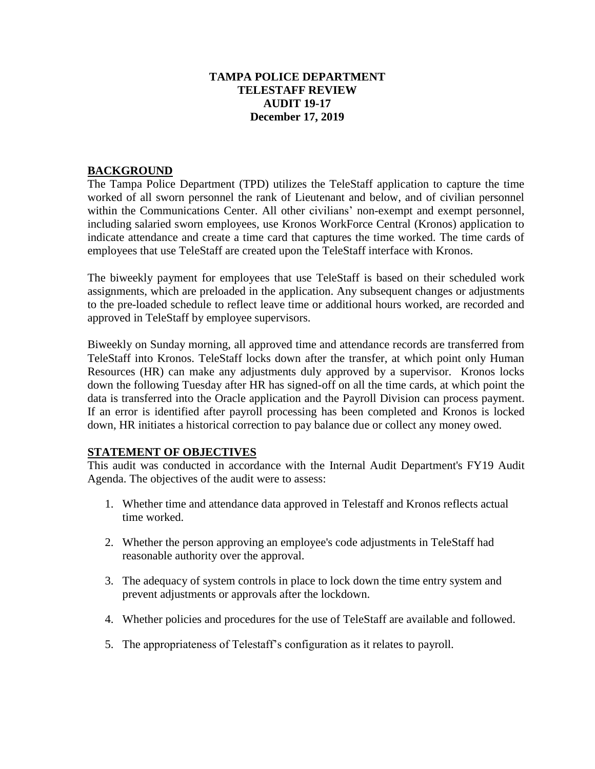**TAMPA POLICE DEPARTMENT**
**TELESTAFF REVIEW**
**AUDIT 19-17**
**December 17, 2019**

## BACKGROUND

The Tampa Police Department (TPD) utilizes the TeleStaff application to capture the time worked of all sworn personnel the rank of Lieutenant and below, and of civilian personnel within the Communications Center. All other civilians' non-exempt and exempt personnel, including salaried sworn employees, use Kronos WorkForce Central (Kronos) application to indicate attendance and create a time card that captures the time worked. The time cards of employees that use TeleStaff are created upon the TeleStaff interface with Kronos.

The biweekly payment for employees that use TeleStaff is based on their scheduled work assignments, which are preloaded in the application. Any subsequent changes or adjustments to the pre-loaded schedule to reflect leave time or additional hours worked, are recorded and approved in TeleStaff by employee supervisors.

Biweekly on Sunday morning, all approved time and attendance records are transferred from TeleStaff into Kronos. TeleStaff locks down after the transfer, at which point only Human Resources (HR) can make any adjustments duly approved by a supervisor. Kronos locks down the following Tuesday after HR has signed-off on all the time cards, at which point the data is transferred into the Oracle application and the Payroll Division can process payment. If an error is identified after payroll processing has been completed and Kronos is locked down, HR initiates a historical correction to pay balance due or collect any money owed.

## STATEMENT OF OBJECTIVES

This audit was conducted in accordance with the Internal Audit Department's FY19 Audit Agenda. The objectives of the audit were to assess:

1. Whether time and attendance data approved in Telestaff and Kronos reflects actual time worked.
2. Whether the person approving an employee's code adjustments in TeleStaff had reasonable authority over the approval.
3. The adequacy of system controls in place to lock down the time entry system and prevent adjustments or approvals after the lockdown.
4. Whether policies and procedures for the use of TeleStaff are available and followed.
5. The appropriateness of Telestaff's configuration as it relates to payroll.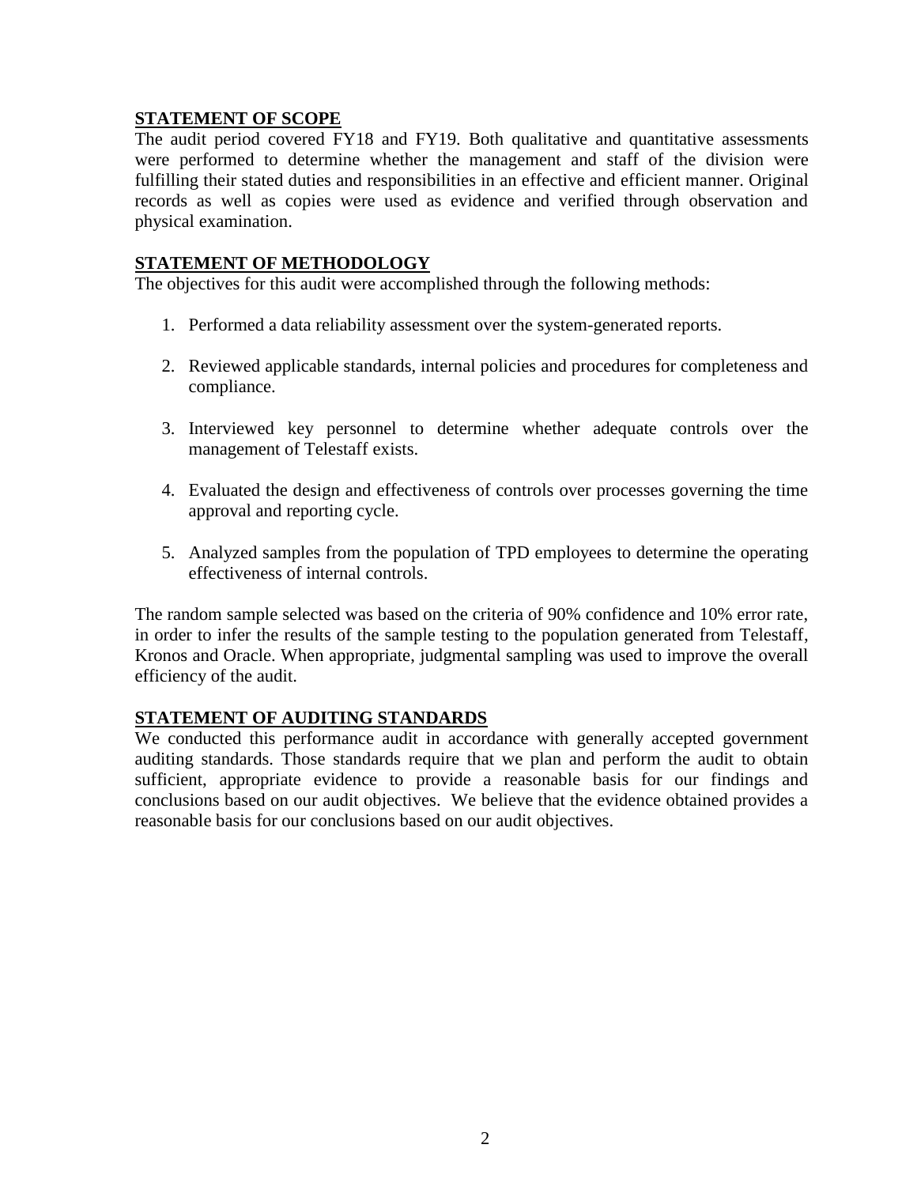## STATEMENT OF SCOPE

The audit period covered FY18 and FY19. Both qualitative and quantitative assessments were performed to determine whether the management and staff of the division were fulfilling their stated duties and responsibilities in an effective and efficient manner. Original records as well as copies were used as evidence and verified through observation and physical examination.

## STATEMENT OF METHODOLOGY

The objectives for this audit were accomplished through the following methods:

1. Performed a data reliability assessment over the system-generated reports.

2. Reviewed applicable standards, internal policies and procedures for completeness and compliance.

3. Interviewed key personnel to determine whether adequate controls over the management of Telestaff exists.

4. Evaluated the design and effectiveness of controls over processes governing the time approval and reporting cycle.

5. Analyzed samples from the population of TPD employees to determine the operating effectiveness of internal controls.

The random sample selected was based on the criteria of 90% confidence and 10% error rate, in order to infer the results of the sample testing to the population generated from Telestaff, Kronos and Oracle. When appropriate, judgmental sampling was used to improve the overall efficiency of the audit.

## STATEMENT OF AUDITING STANDARDS

We conducted this performance audit in accordance with generally accepted government auditing standards. Those standards require that we plan and perform the audit to obtain sufficient, appropriate evidence to provide a reasonable basis for our findings and conclusions based on our audit objectives. We believe that the evidence obtained provides a reasonable basis for our conclusions based on our audit objectives.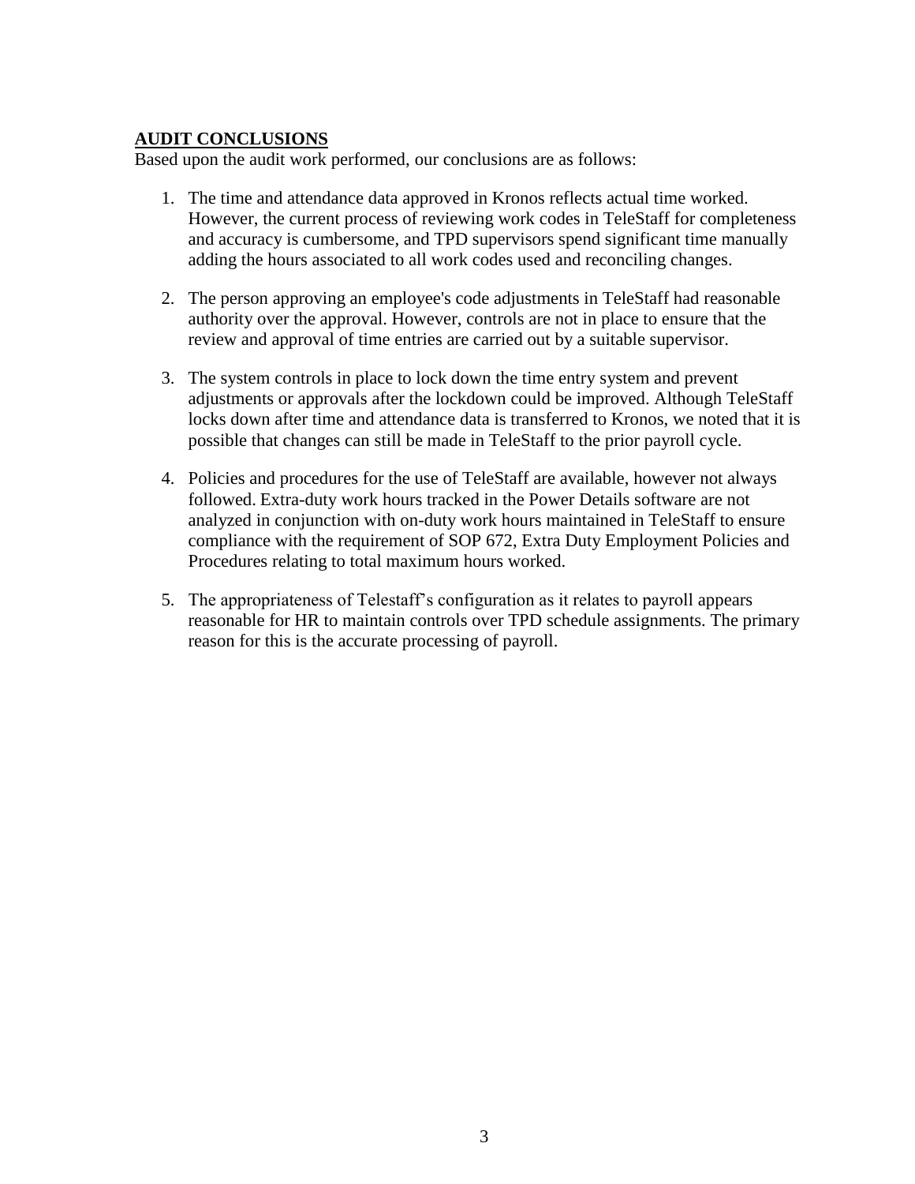## AUDIT CONCLUSIONS

Based upon the audit work performed, our conclusions are as follows:

1. The time and attendance data approved in Kronos reflects actual time worked. However, the current process of reviewing work codes in TeleStaff for completeness and accuracy is cumbersome, and TPD supervisors spend significant time manually adding the hours associated to all work codes used and reconciling changes.

2. The person approving an employee's code adjustments in TeleStaff had reasonable authority over the approval. However, controls are not in place to ensure that the review and approval of time entries are carried out by a suitable supervisor.

3. The system controls in place to lock down the time entry system and prevent adjustments or approvals after the lockdown could be improved. Although TeleStaff locks down after time and attendance data is transferred to Kronos, we noted that it is possible that changes can still be made in TeleStaff to the prior payroll cycle.

4. Policies and procedures for the use of TeleStaff are available, however not always followed. Extra-duty work hours tracked in the Power Details software are not analyzed in conjunction with on-duty work hours maintained in TeleStaff to ensure compliance with the requirement of SOP 672, Extra Duty Employment Policies and Procedures relating to total maximum hours worked.

5. The appropriateness of Telestaff's configuration as it relates to payroll appears reasonable for HR to maintain controls over TPD schedule assignments. The primary reason for this is the accurate processing of payroll.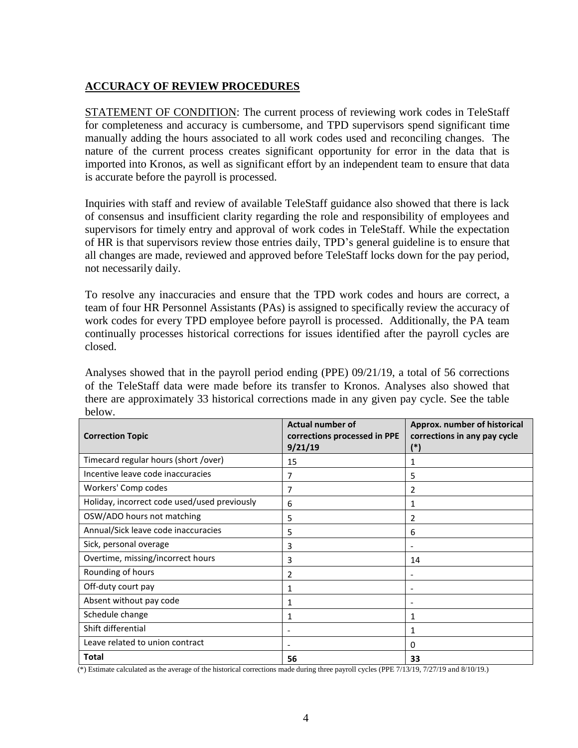## ACCURACY OF REVIEW PROCEDURES

STATEMENT OF CONDITION: The current process of reviewing work codes in TeleStaff for completeness and accuracy is cumbersome, and TPD supervisors spend significant time manually adding the hours associated to all work codes used and reconciling changes. The nature of the current process creates significant opportunity for error in the data that is imported into Kronos, as well as significant effort by an independent team to ensure that data is accurate before the payroll is processed.

Inquiries with staff and review of available TeleStaff guidance also showed that there is lack of consensus and insufficient clarity regarding the role and responsibility of employees and supervisors for timely entry and approval of work codes in TeleStaff. While the expectation of HR is that supervisors review those entries daily, TPD's general guideline is to ensure that all changes are made, reviewed and approved before TeleStaff locks down for the pay period, not necessarily daily.

To resolve any inaccuracies and ensure that the TPD work codes and hours are correct, a team of four HR Personnel Assistants (PAs) is assigned to specifically review the accuracy of work codes for every TPD employee before payroll is processed. Additionally, the PA team continually processes historical corrections for issues identified after the payroll cycles are closed.

Analyses showed that in the payroll period ending (PPE) 09/21/19, a total of 56 corrections of the TeleStaff data were made before its transfer to Kronos. Analyses also showed that there are approximately 33 historical corrections made in any given pay cycle. See the table below.

| Correction Topic | Actual number of corrections processed in PPE 9/21/19 | Approx. number of historical corrections in any pay cycle (*) |
|---|---|---|
| Timecard regular hours (short /over) | 15 | 1 |
| Incentive leave code inaccuracies | 7 | 5 |
| Workers' Comp codes | 7 | 2 |
| Holiday, incorrect code used/used previously | 6 | 1 |
| OSW/ADO hours not matching | 5 | 2 |
| Annual/Sick leave code inaccuracies | 5 | 6 |
| Sick, personal overage | 3 | - |
| Overtime, missing/incorrect hours | 3 | 14 |
| Rounding of hours | 2 | - |
| Off-duty court pay | 1 | - |
| Absent without pay code | 1 | - |
| Schedule change | 1 | 1 |
| Shift differential | - | 1 |
| Leave related to union contract | - | 0 |
| **Total** | **56** | **33** |

(*) Estimate calculated as the average of the historical corrections made during three payroll cycles (PPE 7/13/19, 7/27/19 and 8/10/19.)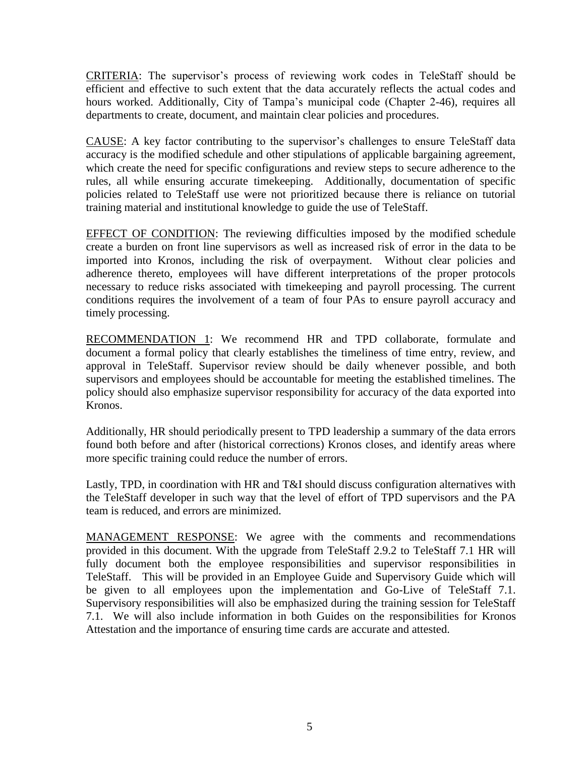<u>CRITERIA</u>: The supervisor's process of reviewing work codes in TeleStaff should be efficient and effective to such extent that the data accurately reflects the actual codes and hours worked. Additionally, City of Tampa's municipal code (Chapter 2-46), requires all departments to create, document, and maintain clear policies and procedures.

<u>CAUSE</u>: A key factor contributing to the supervisor's challenges to ensure TeleStaff data accuracy is the modified schedule and other stipulations of applicable bargaining agreement, which create the need for specific configurations and review steps to secure adherence to the rules, all while ensuring accurate timekeeping. Additionally, documentation of specific policies related to TeleStaff use were not prioritized because there is reliance on tutorial training material and institutional knowledge to guide the use of TeleStaff.

<u>EFFECT OF CONDITION</u>: The reviewing difficulties imposed by the modified schedule create a burden on front line supervisors as well as increased risk of error in the data to be imported into Kronos, including the risk of overpayment. Without clear policies and adherence thereto, employees will have different interpretations of the proper protocols necessary to reduce risks associated with timekeeping and payroll processing. The current conditions requires the involvement of a team of four PAs to ensure payroll accuracy and timely processing.

<u>RECOMMENDATION 1</u>: We recommend HR and TPD collaborate, formulate and document a formal policy that clearly establishes the timeliness of time entry, review, and approval in TeleStaff. Supervisor review should be daily whenever possible, and both supervisors and employees should be accountable for meeting the established timelines. The policy should also emphasize supervisor responsibility for accuracy of the data exported into Kronos.

Additionally, HR should periodically present to TPD leadership a summary of the data errors found both before and after (historical corrections) Kronos closes, and identify areas where more specific training could reduce the number of errors.

Lastly, TPD, in coordination with HR and T&I should discuss configuration alternatives with the TeleStaff developer in such way that the level of effort of TPD supervisors and the PA team is reduced, and errors are minimized.

<u>MANAGEMENT RESPONSE</u>: We agree with the comments and recommendations provided in this document. With the upgrade from TeleStaff 2.9.2 to TeleStaff 7.1 HR will fully document both the employee responsibilities and supervisor responsibilities in TeleStaff. This will be provided in an Employee Guide and Supervisory Guide which will be given to all employees upon the implementation and Go-Live of TeleStaff 7.1. Supervisory responsibilities will also be emphasized during the training session for TeleStaff 7.1. We will also include information in both Guides on the responsibilities for Kronos Attestation and the importance of ensuring time cards are accurate and attested.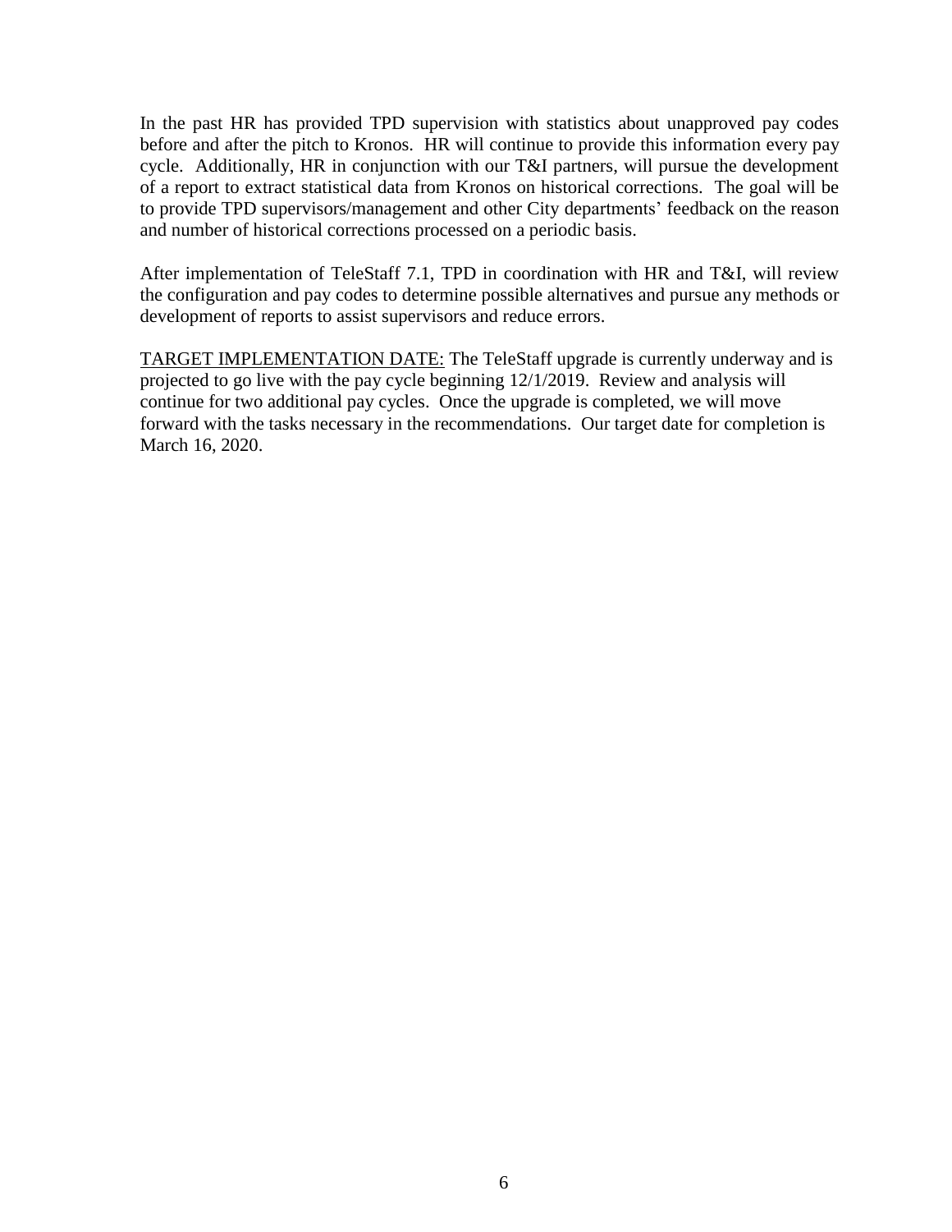In the past HR has provided TPD supervision with statistics about unapproved pay codes before and after the pitch to Kronos. HR will continue to provide this information every pay cycle. Additionally, HR in conjunction with our T&I partners, will pursue the development of a report to extract statistical data from Kronos on historical corrections. The goal will be to provide TPD supervisors/management and other City departments' feedback on the reason and number of historical corrections processed on a periodic basis.

After implementation of TeleStaff 7.1, TPD in coordination with HR and T&I, will review the configuration and pay codes to determine possible alternatives and pursue any methods or development of reports to assist supervisors and reduce errors.

<u>TARGET IMPLEMENTATION DATE:</u> The TeleStaff upgrade is currently underway and is projected to go live with the pay cycle beginning 12/1/2019. Review and analysis will continue for two additional pay cycles. Once the upgrade is completed, we will move forward with the tasks necessary in the recommendations. Our target date for completion is March 16, 2020.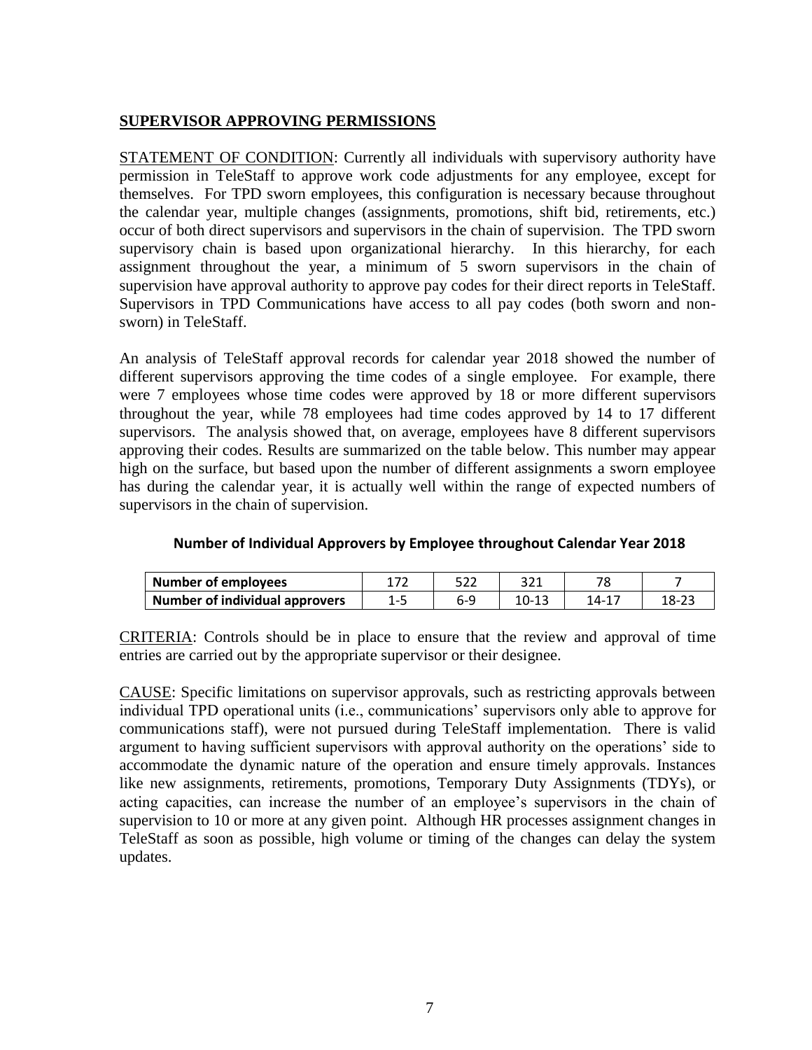## SUPERVISOR APPROVING PERMISSIONS

STATEMENT OF CONDITION: Currently all individuals with supervisory authority have permission in TeleStaff to approve work code adjustments for any employee, except for themselves. For TPD sworn employees, this configuration is necessary because throughout the calendar year, multiple changes (assignments, promotions, shift bid, retirements, etc.) occur of both direct supervisors and supervisors in the chain of supervision. The TPD sworn supervisory chain is based upon organizational hierarchy. In this hierarchy, for each assignment throughout the year, a minimum of 5 sworn supervisors in the chain of supervision have approval authority to approve pay codes for their direct reports in TeleStaff. Supervisors in TPD Communications have access to all pay codes (both sworn and non-sworn) in TeleStaff.

An analysis of TeleStaff approval records for calendar year 2018 showed the number of different supervisors approving the time codes of a single employee. For example, there were 7 employees whose time codes were approved by 18 or more different supervisors throughout the year, while 78 employees had time codes approved by 14 to 17 different supervisors. The analysis showed that, on average, employees have 8 different supervisors approving their codes. Results are summarized on the table below. This number may appear high on the surface, but based upon the number of different assignments a sworn employee has during the calendar year, it is actually well within the range of expected numbers of supervisors in the chain of supervision.

**Number of Individual Approvers by Employee throughout Calendar Year 2018**

| **Number of employees** | 172 | 522 | 321 | 78 | 7 |
|---|---|---|---|---|---|
| **Number of individual approvers** | 1-5 | 6-9 | 10-13 | 14-17 | 18-23 |

CRITERIA: Controls should be in place to ensure that the review and approval of time entries are carried out by the appropriate supervisor or their designee.

CAUSE: Specific limitations on supervisor approvals, such as restricting approvals between individual TPD operational units (i.e., communications' supervisors only able to approve for communications staff), were not pursued during TeleStaff implementation. There is valid argument to having sufficient supervisors with approval authority on the operations' side to accommodate the dynamic nature of the operation and ensure timely approvals. Instances like new assignments, retirements, promotions, Temporary Duty Assignments (TDYs), or acting capacities, can increase the number of an employee's supervisors in the chain of supervision to 10 or more at any given point. Although HR processes assignment changes in TeleStaff as soon as possible, high volume or timing of the changes can delay the system updates.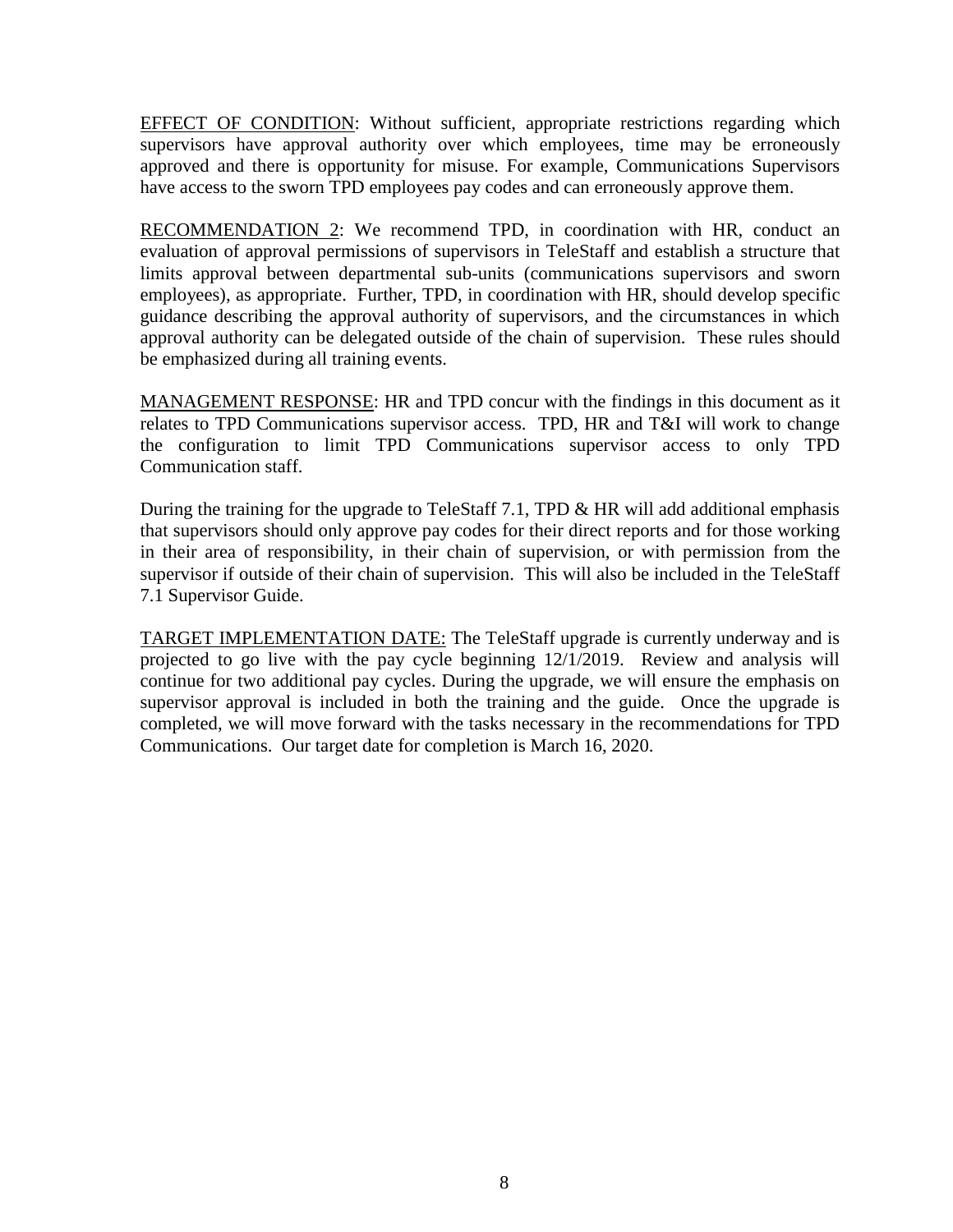<u>EFFECT OF CONDITION</u>: Without sufficient, appropriate restrictions regarding which supervisors have approval authority over which employees, time may be erroneously approved and there is opportunity for misuse. For example, Communications Supervisors have access to the sworn TPD employees pay codes and can erroneously approve them.

<u>RECOMMENDATION 2</u>: We recommend TPD, in coordination with HR, conduct an evaluation of approval permissions of supervisors in TeleStaff and establish a structure that limits approval between departmental sub-units (communications supervisors and sworn employees), as appropriate. Further, TPD, in coordination with HR, should develop specific guidance describing the approval authority of supervisors, and the circumstances in which approval authority can be delegated outside of the chain of supervision. These rules should be emphasized during all training events.

<u>MANAGEMENT RESPONSE</u>: HR and TPD concur with the findings in this document as it relates to TPD Communications supervisor access. TPD, HR and T&I will work to change the configuration to limit TPD Communications supervisor access to only TPD Communication staff.

During the training for the upgrade to TeleStaff 7.1, TPD & HR will add additional emphasis that supervisors should only approve pay codes for their direct reports and for those working in their area of responsibility, in their chain of supervision, or with permission from the supervisor if outside of their chain of supervision. This will also be included in the TeleStaff 7.1 Supervisor Guide.

<u>TARGET IMPLEMENTATION DATE:</u> The TeleStaff upgrade is currently underway and is projected to go live with the pay cycle beginning 12/1/2019. Review and analysis will continue for two additional pay cycles. During the upgrade, we will ensure the emphasis on supervisor approval is included in both the training and the guide. Once the upgrade is completed, we will move forward with the tasks necessary in the recommendations for TPD Communications. Our target date for completion is March 16, 2020.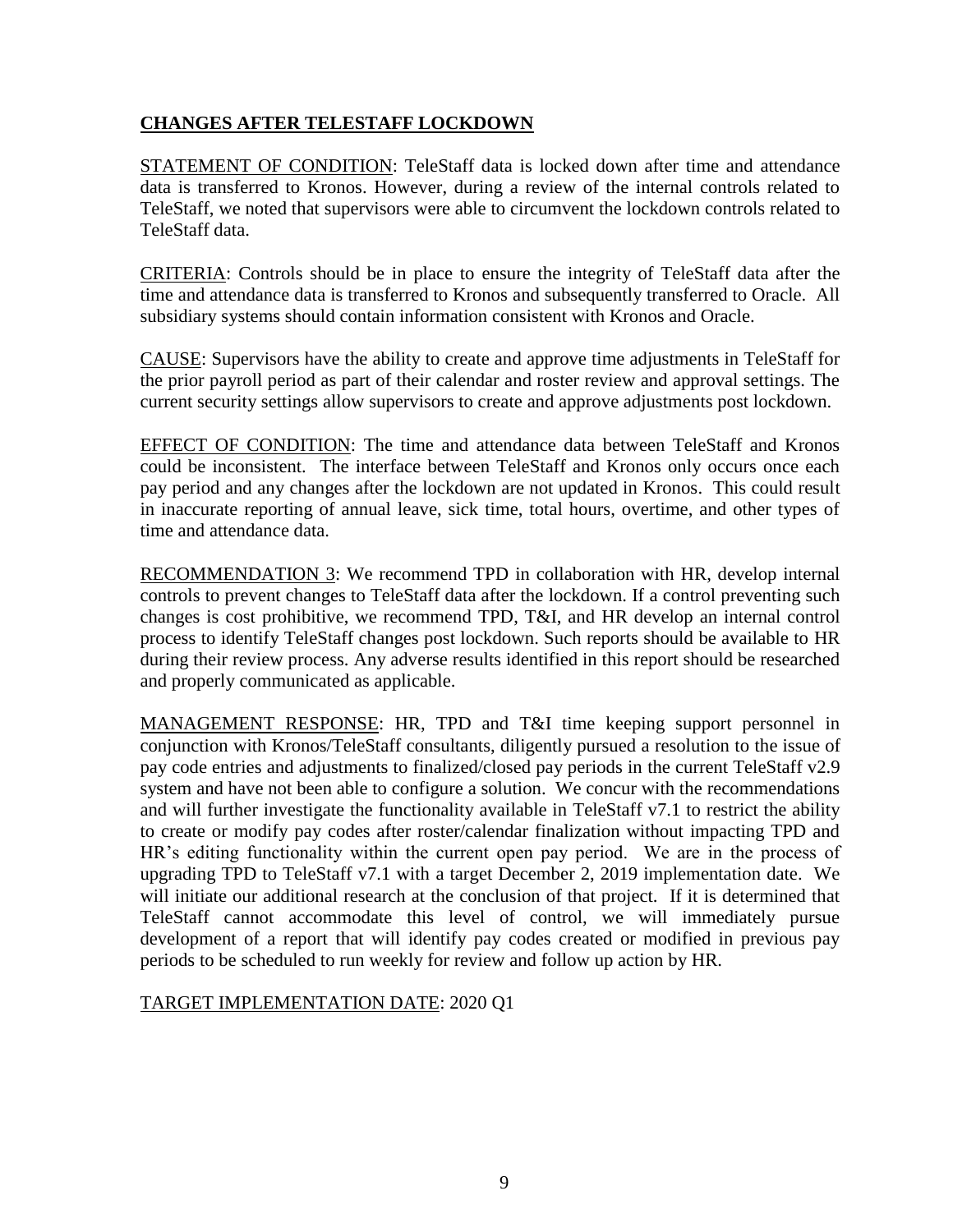## CHANGES AFTER TELESTAFF LOCKDOWN

STATEMENT OF CONDITION: TeleStaff data is locked down after time and attendance data is transferred to Kronos. However, during a review of the internal controls related to TeleStaff, we noted that supervisors were able to circumvent the lockdown controls related to TeleStaff data.

CRITERIA: Controls should be in place to ensure the integrity of TeleStaff data after the time and attendance data is transferred to Kronos and subsequently transferred to Oracle. All subsidiary systems should contain information consistent with Kronos and Oracle.

CAUSE: Supervisors have the ability to create and approve time adjustments in TeleStaff for the prior payroll period as part of their calendar and roster review and approval settings. The current security settings allow supervisors to create and approve adjustments post lockdown.

EFFECT OF CONDITION: The time and attendance data between TeleStaff and Kronos could be inconsistent. The interface between TeleStaff and Kronos only occurs once each pay period and any changes after the lockdown are not updated in Kronos. This could result in inaccurate reporting of annual leave, sick time, total hours, overtime, and other types of time and attendance data.

RECOMMENDATION 3: We recommend TPD in collaboration with HR, develop internal controls to prevent changes to TeleStaff data after the lockdown. If a control preventing such changes is cost prohibitive, we recommend TPD, T&I, and HR develop an internal control process to identify TeleStaff changes post lockdown. Such reports should be available to HR during their review process. Any adverse results identified in this report should be researched and properly communicated as applicable.

MANAGEMENT RESPONSE: HR, TPD and T&I time keeping support personnel in conjunction with Kronos/TeleStaff consultants, diligently pursued a resolution to the issue of pay code entries and adjustments to finalized/closed pay periods in the current TeleStaff v2.9 system and have not been able to configure a solution. We concur with the recommendations and will further investigate the functionality available in TeleStaff v7.1 to restrict the ability to create or modify pay codes after roster/calendar finalization without impacting TPD and HR's editing functionality within the current open pay period. We are in the process of upgrading TPD to TeleStaff v7.1 with a target December 2, 2019 implementation date. We will initiate our additional research at the conclusion of that project. If it is determined that TeleStaff cannot accommodate this level of control, we will immediately pursue development of a report that will identify pay codes created or modified in previous pay periods to be scheduled to run weekly for review and follow up action by HR.

TARGET IMPLEMENTATION DATE: 2020 Q1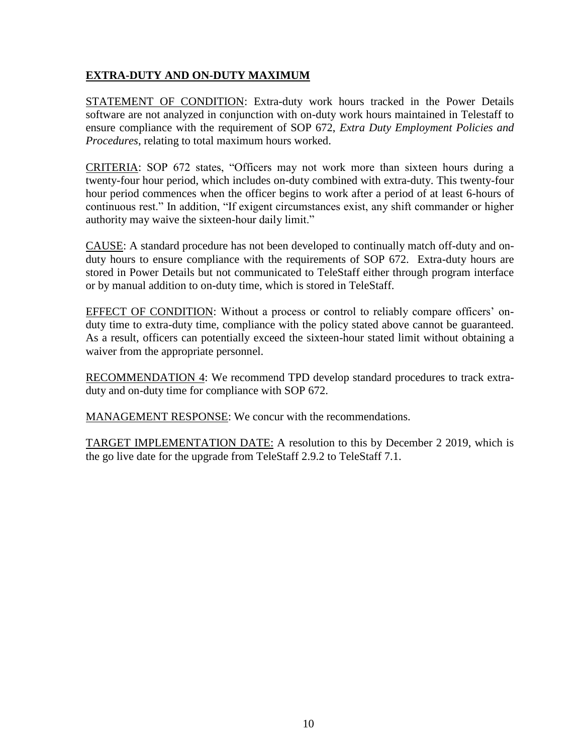## **EXTRA-DUTY AND ON-DUTY MAXIMUM**

STATEMENT OF CONDITION: Extra-duty work hours tracked in the Power Details software are not analyzed in conjunction with on-duty work hours maintained in Telestaff to ensure compliance with the requirement of SOP 672, *Extra Duty Employment Policies and Procedures*, relating to total maximum hours worked.

CRITERIA: SOP 672 states, "Officers may not work more than sixteen hours during a twenty-four hour period, which includes on-duty combined with extra-duty. This twenty-four hour period commences when the officer begins to work after a period of at least 6-hours of continuous rest." In addition, "If exigent circumstances exist, any shift commander or higher authority may waive the sixteen-hour daily limit."

CAUSE: A standard procedure has not been developed to continually match off-duty and on-duty hours to ensure compliance with the requirements of SOP 672. Extra-duty hours are stored in Power Details but not communicated to TeleStaff either through program interface or by manual addition to on-duty time, which is stored in TeleStaff.

EFFECT OF CONDITION: Without a process or control to reliably compare officers' on-duty time to extra-duty time, compliance with the policy stated above cannot be guaranteed. As a result, officers can potentially exceed the sixteen-hour stated limit without obtaining a waiver from the appropriate personnel.

RECOMMENDATION 4: We recommend TPD develop standard procedures to track extra-duty and on-duty time for compliance with SOP 672.

MANAGEMENT RESPONSE: We concur with the recommendations.

TARGET IMPLEMENTATION DATE: A resolution to this by December 2 2019, which is the go live date for the upgrade from TeleStaff 2.9.2 to TeleStaff 7.1.